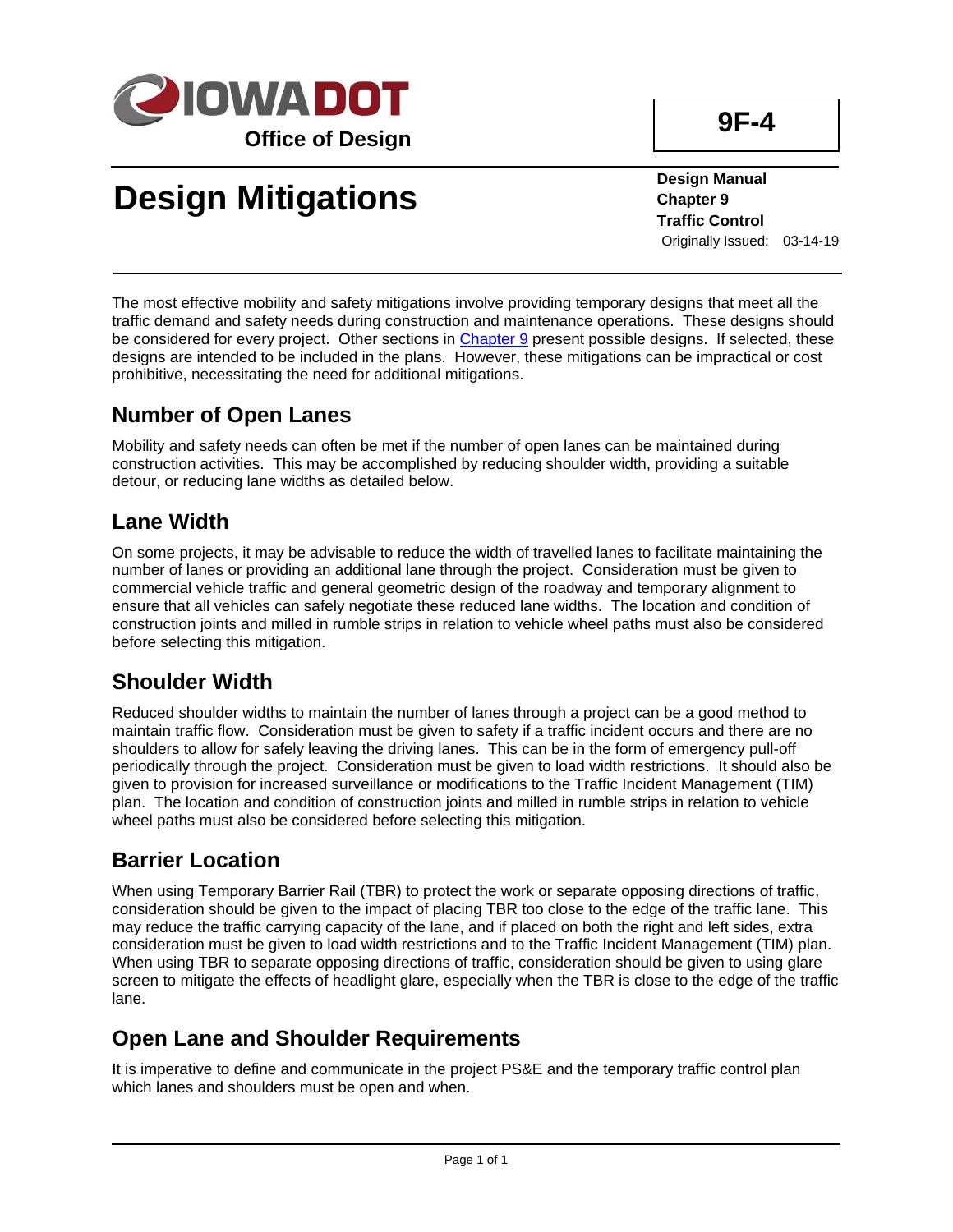**Office of Design**

**9F-4**

# Design Mitigations

**Design Manual**
**Chapter 9**
**Traffic Control**
Originally Issued: 03-14-19

The most effective mobility and safety mitigations involve providing temporary designs that meet all the traffic demand and safety needs during construction and maintenance operations. These designs should be considered for every project. Other sections in [Chapter 9](Chapter 9) present possible designs. If selected, these designs are intended to be included in the plans. However, these mitigations can be impractical or cost prohibitive, necessitating the need for additional mitigations.

## Number of Open Lanes

Mobility and safety needs can often be met if the number of open lanes can be maintained during construction activities. This may be accomplished by reducing shoulder width, providing a suitable detour, or reducing lane widths as detailed below.

## Lane Width

On some projects, it may be advisable to reduce the width of travelled lanes to facilitate maintaining the number of lanes or providing an additional lane through the project. Consideration must be given to commercial vehicle traffic and general geometric design of the roadway and temporary alignment to ensure that all vehicles can safely negotiate these reduced lane widths. The location and condition of construction joints and milled in rumble strips in relation to vehicle wheel paths must also be considered before selecting this mitigation.

## Shoulder Width

Reduced shoulder widths to maintain the number of lanes through a project can be a good method to maintain traffic flow. Consideration must be given to safety if a traffic incident occurs and there are no shoulders to allow for safely leaving the driving lanes. This can be in the form of emergency pull-off periodically through the project. Consideration must be given to load width restrictions. It should also be given to provision for increased surveillance or modifications to the Traffic Incident Management (TIM) plan. The location and condition of construction joints and milled in rumble strips in relation to vehicle wheel paths must also be considered before selecting this mitigation.

## Barrier Location

When using Temporary Barrier Rail (TBR) to protect the work or separate opposing directions of traffic, consideration should be given to the impact of placing TBR too close to the edge of the traffic lane. This may reduce the traffic carrying capacity of the lane, and if placed on both the right and left sides, extra consideration must be given to load width restrictions and to the Traffic Incident Management (TIM) plan. When using TBR to separate opposing directions of traffic, consideration should be given to using glare screen to mitigate the effects of headlight glare, especially when the TBR is close to the edge of the traffic lane.

## Open Lane and Shoulder Requirements

It is imperative to define and communicate in the project PS&E and the temporary traffic control plan which lanes and shoulders must be open and when.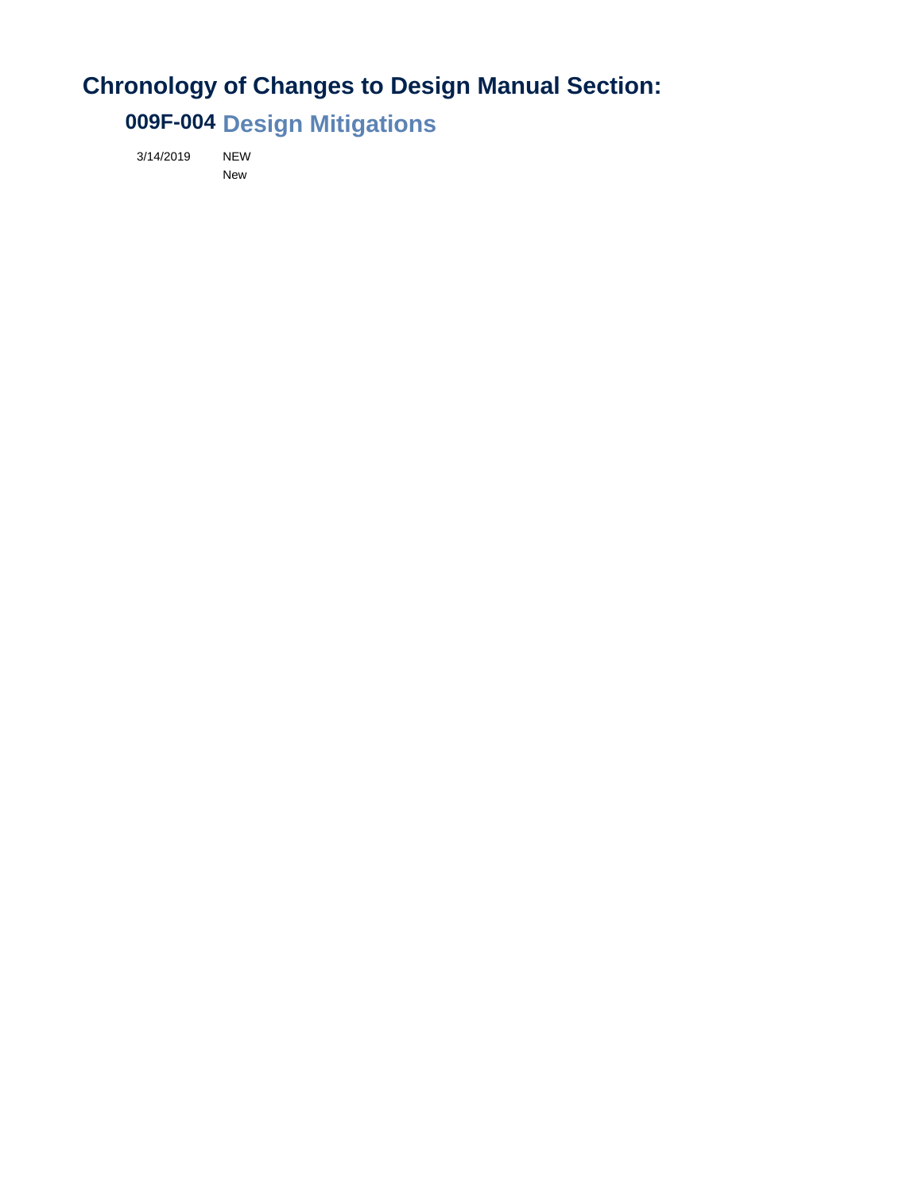# Chronology of Changes to Design Manual Section:

## 009F-004 Design Mitigations

3/14/2019 NEW

New